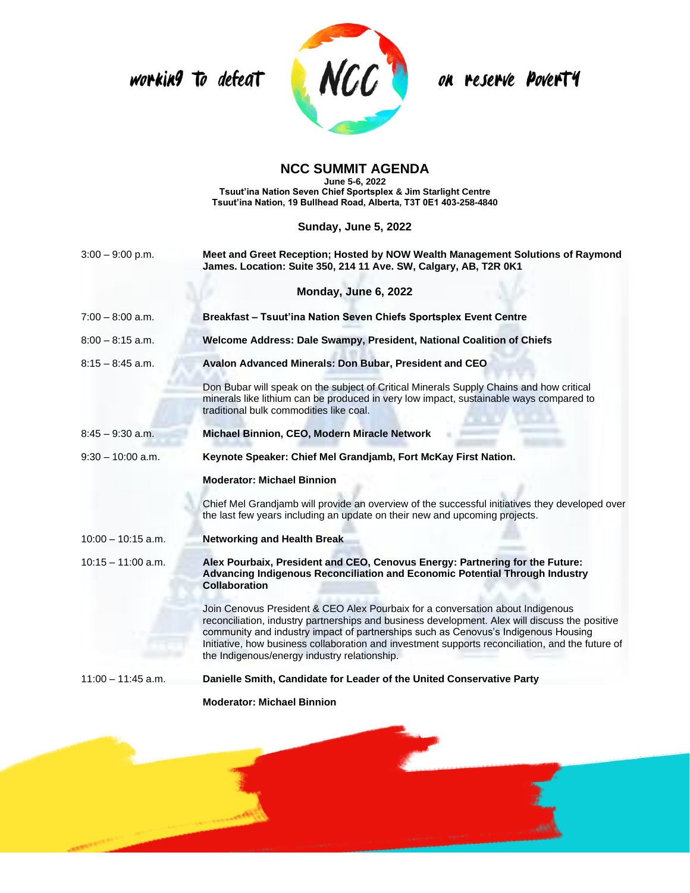working to defeat NCC on reserve poverty

# NCC SUMMIT AGENDA

**June 5-6, 2022**
**Tsuut'ina Nation Seven Chief Sportsplex & Jim Starlight Centre**
**Tsuut'ina Nation, 19 Bullhead Road, Alberta, T3T 0E1 403-258-4840**

## Sunday, June 5, 2022

3:00 – 9:00 p.m. — **Meet and Greet Reception; Hosted by NOW Wealth Management Solutions of Raymond James. Location: Suite 350, 214 11 Ave. SW, Calgary, AB, T2R 0K1**

## Monday, June 6, 2022

7:00 – 8:00 a.m. — **Breakfast – Tsuut'ina Nation Seven Chiefs Sportsplex Event Centre**

8:00 – 8:15 a.m. — **Welcome Address: Dale Swampy, President, National Coalition of Chiefs**

8:15 – 8:45 a.m. — **Avalon Advanced Minerals: Don Bubar, President and CEO**

Don Bubar will speak on the subject of Critical Minerals Supply Chains and how critical minerals like lithium can be produced in very low impact, sustainable ways compared to traditional bulk commodities like coal.

8:45 – 9:30 a.m. — **Michael Binnion, CEO, Modern Miracle Network**

9:30 – 10:00 a.m. — **Keynote Speaker: Chief Mel Grandjamb, Fort McKay First Nation.**

**Moderator: Michael Binnion**

Chief Mel Grandjamb will provide an overview of the successful initiatives they developed over the last few years including an update on their new and upcoming projects.

10:00 – 10:15 a.m. — **Networking and Health Break**

10:15 – 11:00 a.m. — **Alex Pourbaix, President and CEO, Cenovus Energy: Partnering for the Future: Advancing Indigenous Reconciliation and Economic Potential Through Industry Collaboration**

Join Cenovus President & CEO Alex Pourbaix for a conversation about Indigenous reconciliation, industry partnerships and business development. Alex will discuss the positive community and industry impact of partnerships such as Cenovus's Indigenous Housing Initiative, how business collaboration and investment supports reconciliation, and the future of the Indigenous/energy industry relationship.

11:00 – 11:45 a.m. — **Danielle Smith, Candidate for Leader of the United Conservative Party**

**Moderator: Michael Binnion**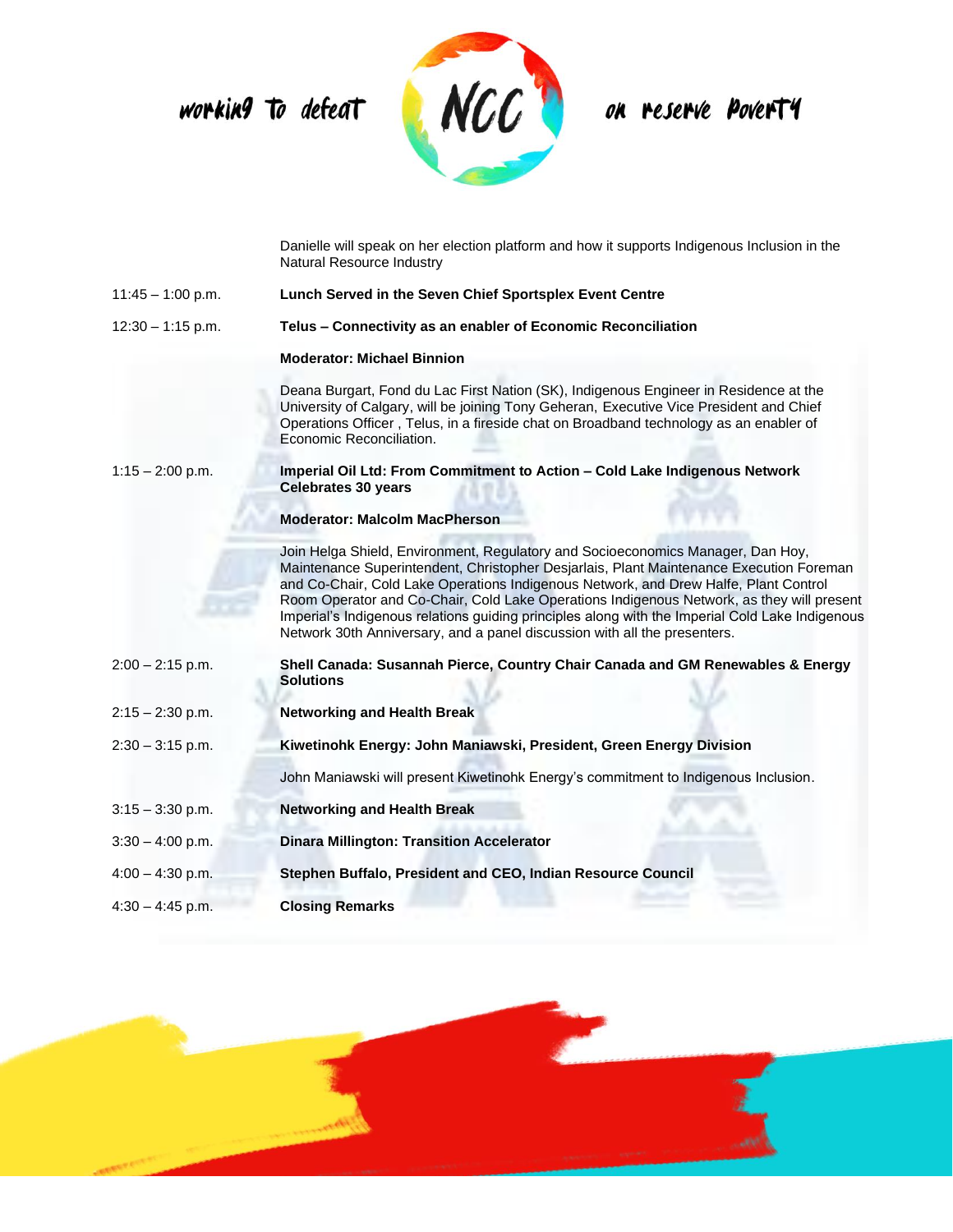Danielle will speak on her election platform and how it supports Indigenous Inclusion in the Natural Resource Industry

| | |
|---|---|
| 11:45 – 1:00 p.m. | **Lunch Served in the Seven Chief Sportsplex Event Centre** |
| 12:30 – 1:15 p.m. | **Telus – Connectivity as an enabler of Economic Reconciliation** |
| | **Moderator: Michael Binnion** |
| | Deana Burgart, Fond du Lac First Nation (SK), Indigenous Engineer in Residence at the University of Calgary, will be joining Tony Geheran, Executive Vice President and Chief Operations Officer , Telus, in a fireside chat on Broadband technology as an enabler of Economic Reconciliation. |
| 1:15 – 2:00 p.m. | **Imperial Oil Ltd: From Commitment to Action – Cold Lake Indigenous Network Celebrates 30 years** |
| | **Moderator: Malcolm MacPherson** |
| | Join Helga Shield, Environment, Regulatory and Socioeconomics Manager, Dan Hoy, Maintenance Superintendent, Christopher Desjarlais, Plant Maintenance Execution Foreman and Co-Chair, Cold Lake Operations Indigenous Network, and Drew Halfe, Plant Control Room Operator and Co-Chair, Cold Lake Operations Indigenous Network, as they will present Imperial's Indigenous relations guiding principles along with the Imperial Cold Lake Indigenous Network 30th Anniversary, and a panel discussion with all the presenters. |
| 2:00 – 2:15 p.m. | **Shell Canada: Susannah Pierce, Country Chair Canada and GM Renewables & Energy Solutions** |
| 2:15 – 2:30 p.m. | **Networking and Health Break** |
| 2:30 – 3:15 p.m. | **Kiwetinohk Energy: John Maniawski, President, Green Energy Division** |
| | John Maniawski will present Kiwetinohk Energy's commitment to Indigenous Inclusion. |
| 3:15 – 3:30 p.m. | **Networking and Health Break** |
| 3:30 – 4:00 p.m. | **Dinara Millington: Transition Accelerator** |
| 4:00 – 4:30 p.m. | **Stephen Buffalo, President and CEO, Indian Resource Council** |
| 4:30 – 4:45 p.m. | **Closing Remarks** |